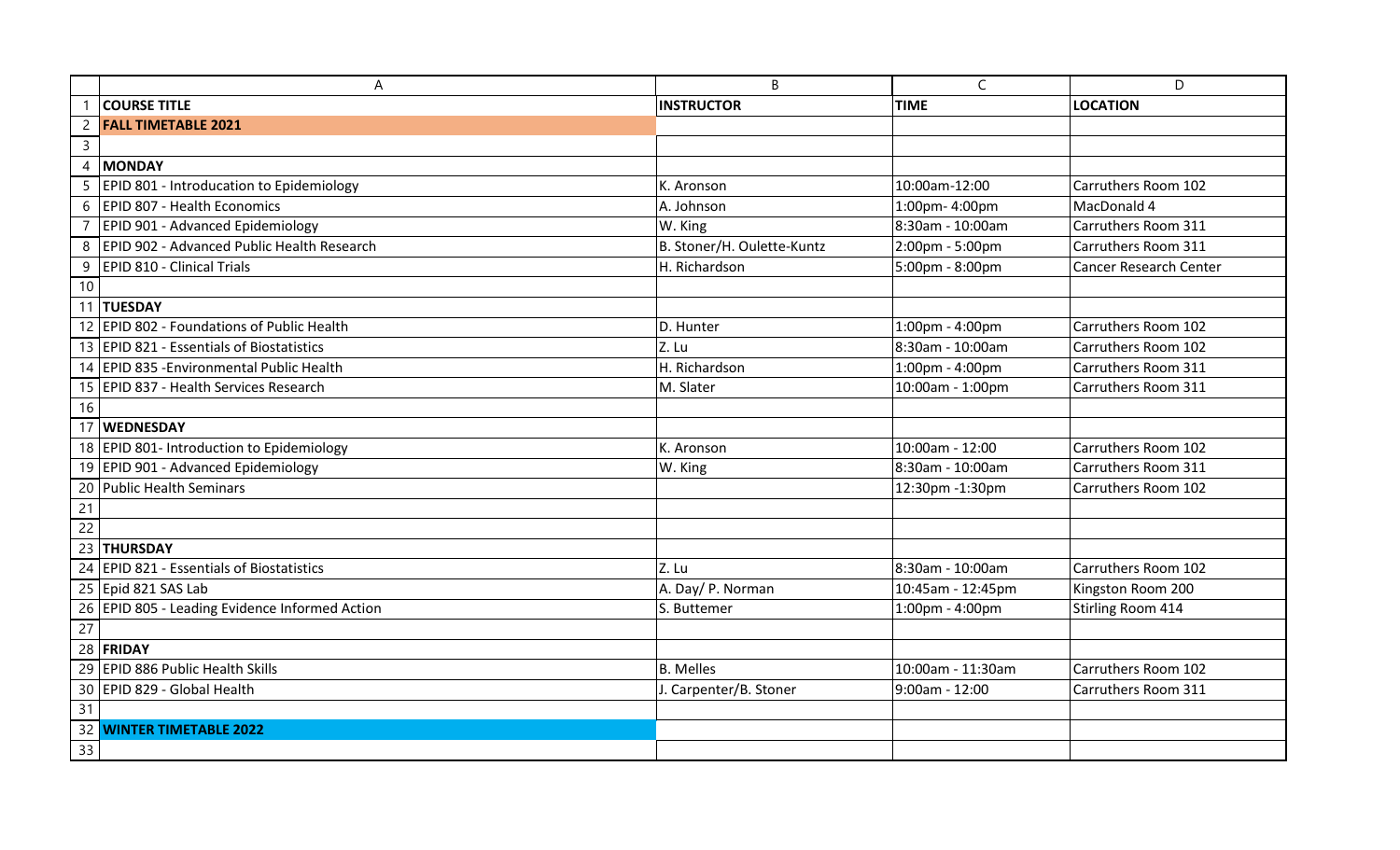| COURSE TITLE | INSTRUCTOR | TIME | LOCATION |
| --- | --- | --- | --- |
| **FALL TIMETABLE 2021** | | | |
| | | | |
| **MONDAY** | | | |
| EPID 801 - Introducation to Epidemiology | K. Aronson | 10:00am-12:00 | Carruthers Room 102 |
| EPID 807 - Health Economics | A. Johnson | 1:00pm- 4:00pm | MacDonald 4 |
| EPID 901 - Advanced Epidemiology | W. King | 8:30am - 10:00am | Carruthers Room 311 |
| EPID 902 - Advanced Public Health Research | B. Stoner/H. Oulette-Kuntz | 2:00pm - 5:00pm | Carruthers Room 311 |
| EPID 810 - Clinical Trials | H. Richardson | 5:00pm - 8:00pm | Cancer Research Center |
| | | | |
| **TUESDAY** | | | |
| EPID 802 - Foundations of Public Health | D. Hunter | 1:00pm - 4:00pm | Carruthers Room 102 |
| EPID 821 - Essentials of Biostatistics | Z. Lu | 8:30am - 10:00am | Carruthers Room 102 |
| EPID 835 -Environmental Public Health | H. Richardson | 1:00pm - 4:00pm | Carruthers Room 311 |
| EPID 837 - Health Services Research | M. Slater | 10:00am - 1:00pm | Carruthers Room 311 |
| | | | |
| **WEDNESDAY** | | | |
| EPID 801- Introduction to Epidemiology | K. Aronson | 10:00am - 12:00 | Carruthers Room 102 |
| EPID 901 - Advanced Epidemiology | W. King | 8:30am - 10:00am | Carruthers Room 311 |
| Public Health Seminars | | 12:30pm -1:30pm | Carruthers Room 102 |
| | | | |
| | | | |
| **THURSDAY** | | | |
| EPID 821 - Essentials of Biostatistics | Z. Lu | 8:30am - 10:00am | Carruthers Room 102 |
| Epid 821 SAS Lab | A. Day/ P. Norman | 10:45am - 12:45pm | Kingston Room 200 |
| EPID 805 - Leading Evidence Informed Action | S. Buttemer | 1:00pm - 4:00pm | Stirling Room 414 |
| | | | |
| **FRIDAY** | | | |
| EPID 886 Public Health Skills | B. Melles | 10:00am - 11:30am | Carruthers Room 102 |
| EPID 829 - Global Health | J. Carpenter/B. Stoner | 9:00am - 12:00 | Carruthers Room 311 |
| | | | |
| **WINTER TIMETABLE 2022** | | | |
| | | | |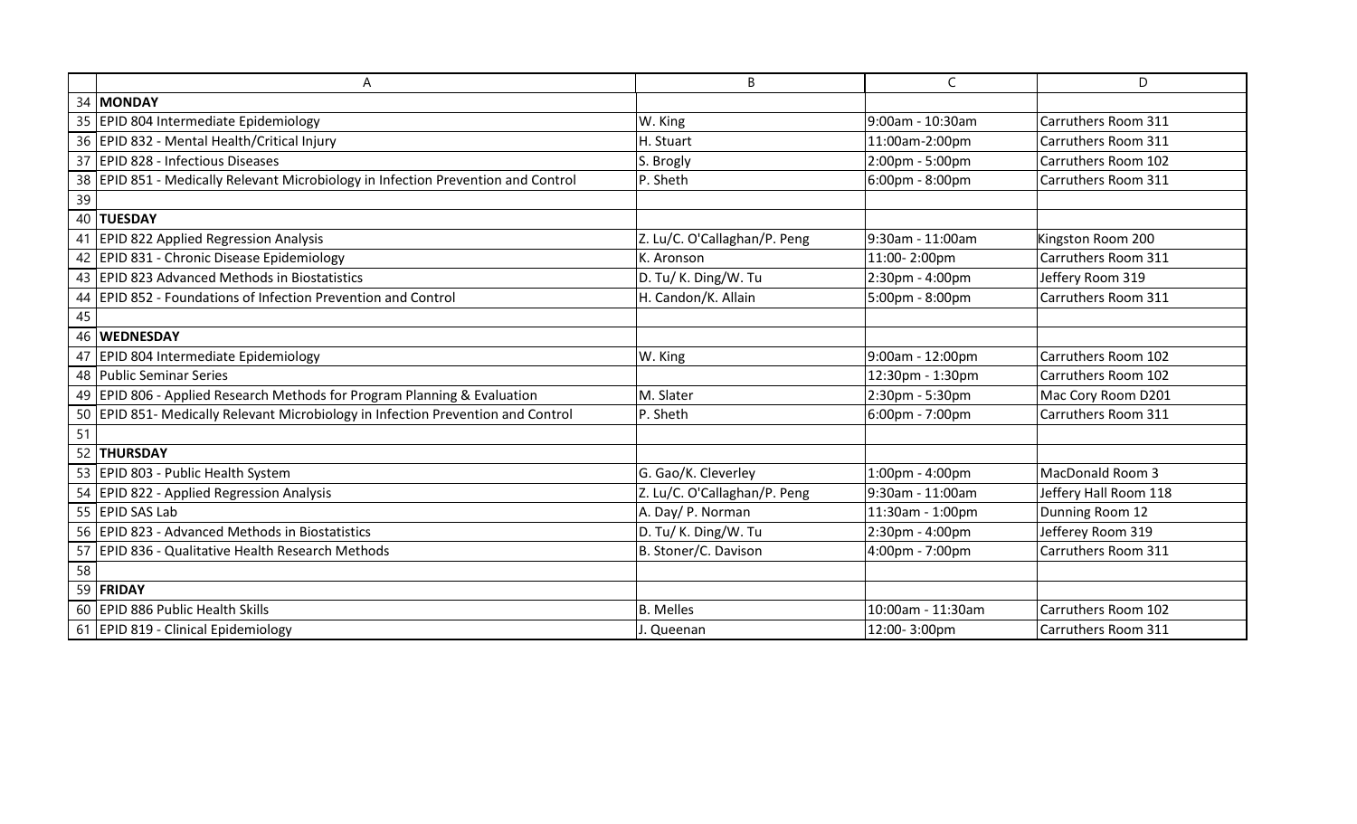| | A | B | C | D |
|---|---|---|---|---|
| 34 | **MONDAY** | | | |
| 35 | EPID 804 Intermediate Epidemiology | W. King | 9:00am - 10:30am | Carruthers Room 311 |
| 36 | EPID 832 - Mental Health/Critical Injury | H. Stuart | 11:00am-2:00pm | Carruthers Room 311 |
| 37 | EPID 828 - Infectious Diseases | S. Brogly | 2:00pm - 5:00pm | Carruthers Room 102 |
| 38 | EPID 851 - Medically Relevant Microbiology in Infection Prevention and Control | P. Sheth | 6:00pm - 8:00pm | Carruthers Room 311 |
| 39 | | | | |
| 40 | **TUESDAY** | | | |
| 41 | EPID 822 Applied Regression Analysis | Z. Lu/C. O'Callaghan/P. Peng | 9:30am - 11:00am | Kingston Room 200 |
| 42 | EPID 831 - Chronic Disease Epidemiology | K. Aronson | 11:00- 2:00pm | Carruthers Room 311 |
| 43 | EPID 823 Advanced Methods in Biostatistics | D. Tu/ K. Ding/W. Tu | 2:30pm - 4:00pm | Jeffery Room 319 |
| 44 | EPID 852 - Foundations of Infection Prevention and Control | H. Candon/K. Allain | 5:00pm - 8:00pm | Carruthers Room 311 |
| 45 | | | | |
| 46 | **WEDNESDAY** | | | |
| 47 | EPID 804 Intermediate Epidemiology | W. King | 9:00am - 12:00pm | Carruthers Room 102 |
| 48 | Public Seminar Series | | 12:30pm - 1:30pm | Carruthers Room 102 |
| 49 | EPID 806 - Applied Research Methods for Program Planning & Evaluation | M. Slater | 2:30pm - 5:30pm | Mac Cory Room D201 |
| 50 | EPID 851- Medically Relevant Microbiology in Infection Prevention and Control | P. Sheth | 6:00pm - 7:00pm | Carruthers Room 311 |
| 51 | | | | |
| 52 | **THURSDAY** | | | |
| 53 | EPID 803 - Public Health System | G. Gao/K. Cleverley | 1:00pm - 4:00pm | MacDonald Room 3 |
| 54 | EPID 822 - Applied Regression Analysis | Z. Lu/C. O'Callaghan/P. Peng | 9:30am - 11:00am | Jeffery Hall Room 118 |
| 55 | EPID SAS Lab | A. Day/ P. Norman | 11:30am - 1:00pm | Dunning Room 12 |
| 56 | EPID 823 - Advanced Methods in Biostatistics | D. Tu/ K. Ding/W. Tu | 2:30pm - 4:00pm | Jefferey Room 319 |
| 57 | EPID 836 - Qualitative Health Research Methods | B. Stoner/C. Davison | 4:00pm - 7:00pm | Carruthers Room 311 |
| 58 | | | | |
| 59 | **FRIDAY** | | | |
| 60 | EPID 886 Public Health Skills | B. Melles | 10:00am - 11:30am | Carruthers Room 102 |
| 61 | EPID 819 - Clinical Epidemiology | J. Queenan | 12:00- 3:00pm | Carruthers Room 311 |